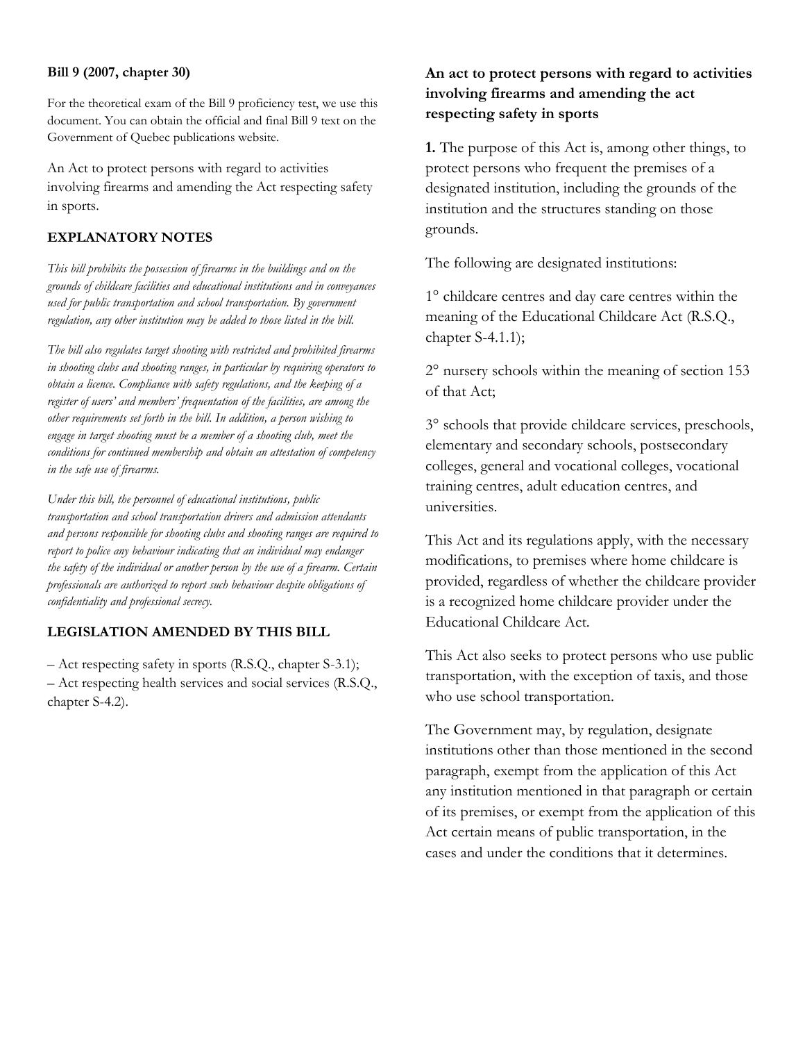**Bill 9 (2007, chapter 30)**

For the theoretical exam of the Bill 9 proficiency test, we use this document. You can obtain the official and final Bill 9 text on the Government of Quebec publications website.

An Act to protect persons with regard to activities involving firearms and amending the Act respecting safety in sports.

## EXPLANATORY NOTES

*This bill prohibits the possession of firearms in the buildings and on the grounds of childcare facilities and educational institutions and in conveyances used for public transportation and school transportation. By government regulation, any other institution may be added to those listed in the bill.*

*The bill also regulates target shooting with restricted and prohibited firearms in shooting clubs and shooting ranges, in particular by requiring operators to obtain a licence. Compliance with safety regulations, and the keeping of a register of users' and members' frequentation of the facilities, are among the other requirements set forth in the bill. In addition, a person wishing to engage in target shooting must be a member of a shooting club, meet the conditions for continued membership and obtain an attestation of competency in the safe use of firearms.*

*Under this bill, the personnel of educational institutions, public transportation and school transportation drivers and admission attendants and persons responsible for shooting clubs and shooting ranges are required to report to police any behaviour indicating that an individual may endanger the safety of the individual or another person by the use of a firearm. Certain professionals are authorized to report such behaviour despite obligations of confidentiality and professional secrecy.*

## LEGISLATION AMENDED BY THIS BILL

– Act respecting safety in sports (R.S.Q., chapter S-3.1);
– Act respecting health services and social services (R.S.Q., chapter S-4.2).

## An act to protect persons with regard to activities involving firearms and amending the act respecting safety in sports

**1.** The purpose of this Act is, among other things, to protect persons who frequent the premises of a designated institution, including the grounds of the institution and the structures standing on those grounds.

The following are designated institutions:

1° childcare centres and day care centres within the meaning of the Educational Childcare Act (R.S.Q., chapter S-4.1.1);

2° nursery schools within the meaning of section 153 of that Act;

3° schools that provide childcare services, preschools, elementary and secondary schools, postsecondary colleges, general and vocational colleges, vocational training centres, adult education centres, and universities.

This Act and its regulations apply, with the necessary modifications, to premises where home childcare is provided, regardless of whether the childcare provider is a recognized home childcare provider under the Educational Childcare Act.

This Act also seeks to protect persons who use public transportation, with the exception of taxis, and those who use school transportation.

The Government may, by regulation, designate institutions other than those mentioned in the second paragraph, exempt from the application of this Act any institution mentioned in that paragraph or certain of its premises, or exempt from the application of this Act certain means of public transportation, in the cases and under the conditions that it determines.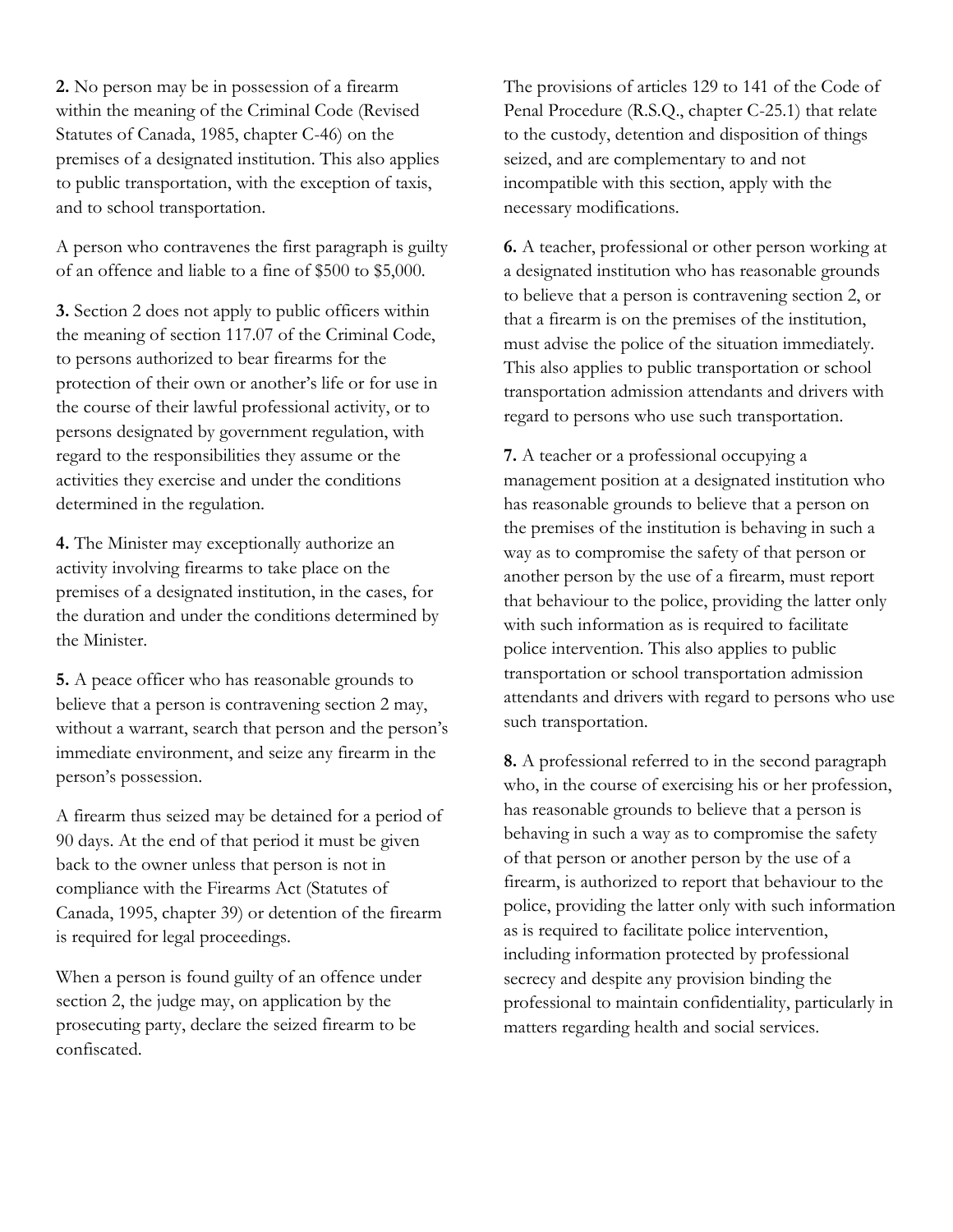**2.** No person may be in possession of a firearm within the meaning of the Criminal Code (Revised Statutes of Canada, 1985, chapter C-46) on the premises of a designated institution. This also applies to public transportation, with the exception of taxis, and to school transportation.

A person who contravenes the first paragraph is guilty of an offence and liable to a fine of $500 to $5,000.

**3.** Section 2 does not apply to public officers within the meaning of section 117.07 of the Criminal Code, to persons authorized to bear firearms for the protection of their own or another's life or for use in the course of their lawful professional activity, or to persons designated by government regulation, with regard to the responsibilities they assume or the activities they exercise and under the conditions determined in the regulation.

**4.** The Minister may exceptionally authorize an activity involving firearms to take place on the premises of a designated institution, in the cases, for the duration and under the conditions determined by the Minister.

**5.** A peace officer who has reasonable grounds to believe that a person is contravening section 2 may, without a warrant, search that person and the person's immediate environment, and seize any firearm in the person's possession.

A firearm thus seized may be detained for a period of 90 days. At the end of that period it must be given back to the owner unless that person is not in compliance with the Firearms Act (Statutes of Canada, 1995, chapter 39) or detention of the firearm is required for legal proceedings.

When a person is found guilty of an offence under section 2, the judge may, on application by the prosecuting party, declare the seized firearm to be confiscated.

The provisions of articles 129 to 141 of the Code of Penal Procedure (R.S.Q., chapter C-25.1) that relate to the custody, detention and disposition of things seized, and are complementary to and not incompatible with this section, apply with the necessary modifications.

**6.** A teacher, professional or other person working at a designated institution who has reasonable grounds to believe that a person is contravening section 2, or that a firearm is on the premises of the institution, must advise the police of the situation immediately. This also applies to public transportation or school transportation admission attendants and drivers with regard to persons who use such transportation.

**7.** A teacher or a professional occupying a management position at a designated institution who has reasonable grounds to believe that a person on the premises of the institution is behaving in such a way as to compromise the safety of that person or another person by the use of a firearm, must report that behaviour to the police, providing the latter only with such information as is required to facilitate police intervention. This also applies to public transportation or school transportation admission attendants and drivers with regard to persons who use such transportation.

**8.** A professional referred to in the second paragraph who, in the course of exercising his or her profession, has reasonable grounds to believe that a person is behaving in such a way as to compromise the safety of that person or another person by the use of a firearm, is authorized to report that behaviour to the police, providing the latter only with such information as is required to facilitate police intervention, including information protected by professional secrecy and despite any provision binding the professional to maintain confidentiality, particularly in matters regarding health and social services.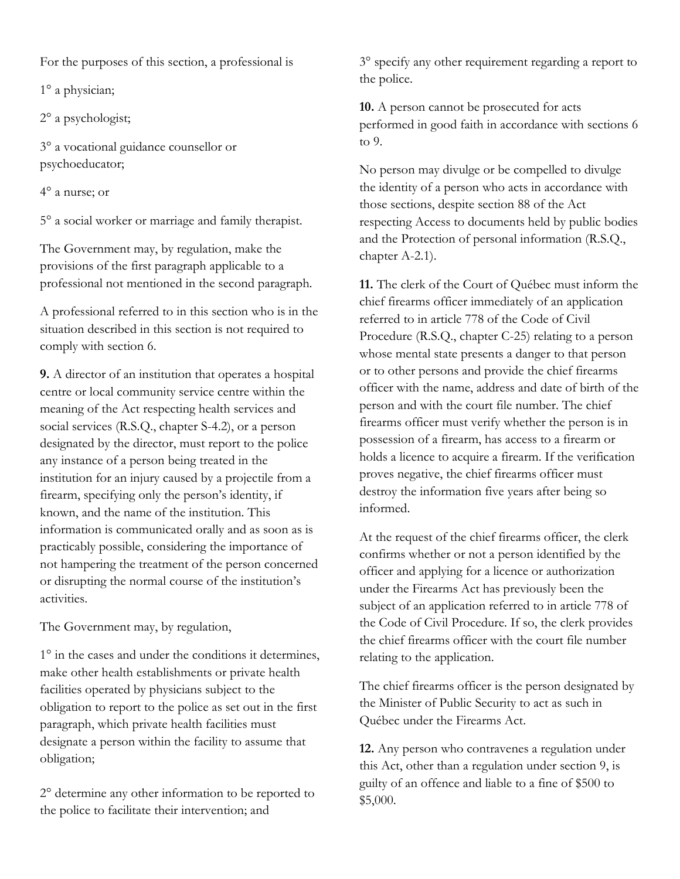For the purposes of this section, a professional is

1° a physician;

2° a psychologist;

3° a vocational guidance counsellor or psychoeducator;

4° a nurse; or

5° a social worker or marriage and family therapist.

The Government may, by regulation, make the provisions of the first paragraph applicable to a professional not mentioned in the second paragraph.

A professional referred to in this section who is in the situation described in this section is not required to comply with section 6.

**9.** A director of an institution that operates a hospital centre or local community service centre within the meaning of the Act respecting health services and social services (R.S.Q., chapter S-4.2), or a person designated by the director, must report to the police any instance of a person being treated in the institution for an injury caused by a projectile from a firearm, specifying only the person's identity, if known, and the name of the institution. This information is communicated orally and as soon as is practicably possible, considering the importance of not hampering the treatment of the person concerned or disrupting the normal course of the institution's activities.

The Government may, by regulation,

1° in the cases and under the conditions it determines, make other health establishments or private health facilities operated by physicians subject to the obligation to report to the police as set out in the first paragraph, which private health facilities must designate a person within the facility to assume that obligation;

2° determine any other information to be reported to the police to facilitate their intervention; and

3° specify any other requirement regarding a report to the police.

**10.** A person cannot be prosecuted for acts performed in good faith in accordance with sections 6 to 9.

No person may divulge or be compelled to divulge the identity of a person who acts in accordance with those sections, despite section 88 of the Act respecting Access to documents held by public bodies and the Protection of personal information (R.S.Q., chapter A-2.1).

**11.** The clerk of the Court of Québec must inform the chief firearms officer immediately of an application referred to in article 778 of the Code of Civil Procedure (R.S.Q., chapter C-25) relating to a person whose mental state presents a danger to that person or to other persons and provide the chief firearms officer with the name, address and date of birth of the person and with the court file number. The chief firearms officer must verify whether the person is in possession of a firearm, has access to a firearm or holds a licence to acquire a firearm. If the verification proves negative, the chief firearms officer must destroy the information five years after being so informed.

At the request of the chief firearms officer, the clerk confirms whether or not a person identified by the officer and applying for a licence or authorization under the Firearms Act has previously been the subject of an application referred to in article 778 of the Code of Civil Procedure. If so, the clerk provides the chief firearms officer with the court file number relating to the application.

The chief firearms officer is the person designated by the Minister of Public Security to act as such in Québec under the Firearms Act.

**12.** Any person who contravenes a regulation under this Act, other than a regulation under section 9, is guilty of an offence and liable to a fine of $500 to $5,000.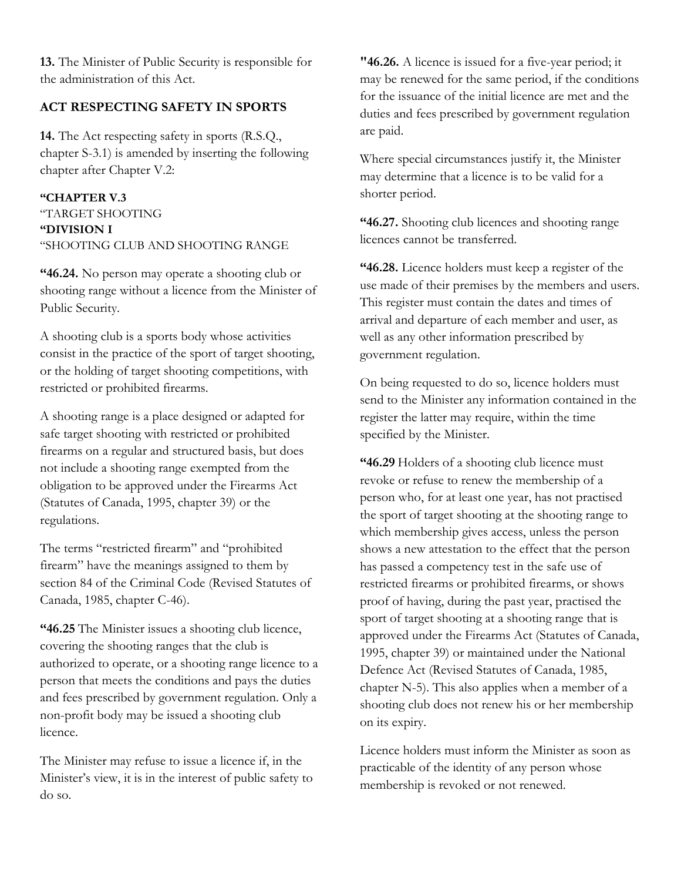**13.** The Minister of Public Security is responsible for the administration of this Act.

## ACT RESPECTING SAFETY IN SPORTS

**14.** The Act respecting safety in sports (R.S.Q., chapter S-3.1) is amended by inserting the following chapter after Chapter V.2:

**"CHAPTER V.3**
"TARGET SHOOTING
**"DIVISION I**
"SHOOTING CLUB AND SHOOTING RANGE

**"46.24.** No person may operate a shooting club or shooting range without a licence from the Minister of Public Security.

A shooting club is a sports body whose activities consist in the practice of the sport of target shooting, or the holding of target shooting competitions, with restricted or prohibited firearms.

A shooting range is a place designed or adapted for safe target shooting with restricted or prohibited firearms on a regular and structured basis, but does not include a shooting range exempted from the obligation to be approved under the Firearms Act (Statutes of Canada, 1995, chapter 39) or the regulations.

The terms "restricted firearm" and "prohibited firearm" have the meanings assigned to them by section 84 of the Criminal Code (Revised Statutes of Canada, 1985, chapter C-46).

**"46.25** The Minister issues a shooting club licence, covering the shooting ranges that the club is authorized to operate, or a shooting range licence to a person that meets the conditions and pays the duties and fees prescribed by government regulation. Only a non-profit body may be issued a shooting club licence.

The Minister may refuse to issue a licence if, in the Minister's view, it is in the interest of public safety to do so.

**"46.26.** A licence is issued for a five-year period; it may be renewed for the same period, if the conditions for the issuance of the initial licence are met and the duties and fees prescribed by government regulation are paid.

Where special circumstances justify it, the Minister may determine that a licence is to be valid for a shorter period.

**"46.27.** Shooting club licences and shooting range licences cannot be transferred.

**"46.28.** Licence holders must keep a register of the use made of their premises by the members and users. This register must contain the dates and times of arrival and departure of each member and user, as well as any other information prescribed by government regulation.

On being requested to do so, licence holders must send to the Minister any information contained in the register the latter may require, within the time specified by the Minister.

**"46.29** Holders of a shooting club licence must revoke or refuse to renew the membership of a person who, for at least one year, has not practised the sport of target shooting at the shooting range to which membership gives access, unless the person shows a new attestation to the effect that the person has passed a competency test in the safe use of restricted firearms or prohibited firearms, or shows proof of having, during the past year, practised the sport of target shooting at a shooting range that is approved under the Firearms Act (Statutes of Canada, 1995, chapter 39) or maintained under the National Defence Act (Revised Statutes of Canada, 1985, chapter N-5). This also applies when a member of a shooting club does not renew his or her membership on its expiry.

Licence holders must inform the Minister as soon as practicable of the identity of any person whose membership is revoked or not renewed.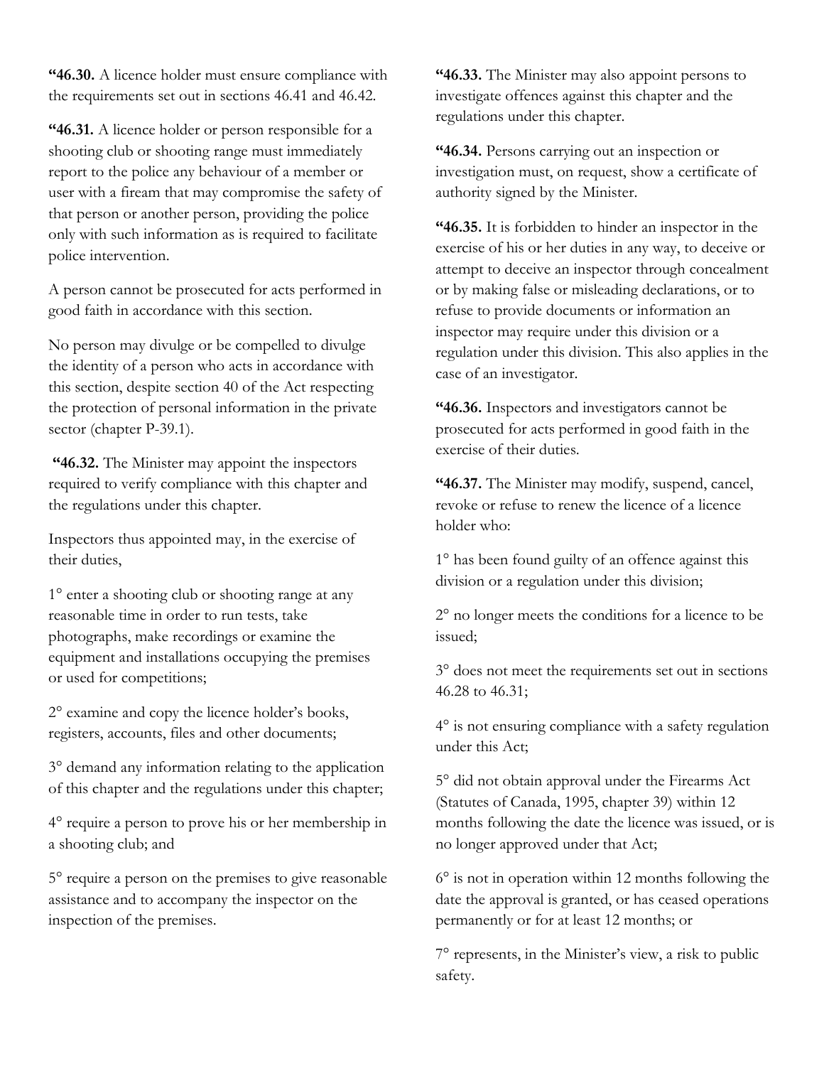**"46.30.** A licence holder must ensure compliance with the requirements set out in sections 46.41 and 46.42.

**"46.31.** A licence holder or person responsible for a shooting club or shooting range must immediately report to the police any behaviour of a member or user with a fiream that may compromise the safety of that person or another person, providing the police only with such information as is required to facilitate police intervention.

A person cannot be prosecuted for acts performed in good faith in accordance with this section.

No person may divulge or be compelled to divulge the identity of a person who acts in accordance with this section, despite section 40 of the Act respecting the protection of personal information in the private sector (chapter P-39.1).

**"46.32.** The Minister may appoint the inspectors required to verify compliance with this chapter and the regulations under this chapter.

Inspectors thus appointed may, in the exercise of their duties,

1° enter a shooting club or shooting range at any reasonable time in order to run tests, take photographs, make recordings or examine the equipment and installations occupying the premises or used for competitions;

2° examine and copy the licence holder's books, registers, accounts, files and other documents;

3° demand any information relating to the application of this chapter and the regulations under this chapter;

4° require a person to prove his or her membership in a shooting club; and

5° require a person on the premises to give reasonable assistance and to accompany the inspector on the inspection of the premises.

**"46.33.** The Minister may also appoint persons to investigate offences against this chapter and the regulations under this chapter.

**"46.34.** Persons carrying out an inspection or investigation must, on request, show a certificate of authority signed by the Minister.

**"46.35.** It is forbidden to hinder an inspector in the exercise of his or her duties in any way, to deceive or attempt to deceive an inspector through concealment or by making false or misleading declarations, or to refuse to provide documents or information an inspector may require under this division or a regulation under this division. This also applies in the case of an investigator.

**"46.36.** Inspectors and investigators cannot be prosecuted for acts performed in good faith in the exercise of their duties.

**"46.37.** The Minister may modify, suspend, cancel, revoke or refuse to renew the licence of a licence holder who:

1° has been found guilty of an offence against this division or a regulation under this division;

2° no longer meets the conditions for a licence to be issued;

3° does not meet the requirements set out in sections 46.28 to 46.31;

4° is not ensuring compliance with a safety regulation under this Act;

5° did not obtain approval under the Firearms Act (Statutes of Canada, 1995, chapter 39) within 12 months following the date the licence was issued, or is no longer approved under that Act;

6° is not in operation within 12 months following the date the approval is granted, or has ceased operations permanently or for at least 12 months; or

7° represents, in the Minister's view, a risk to public safety.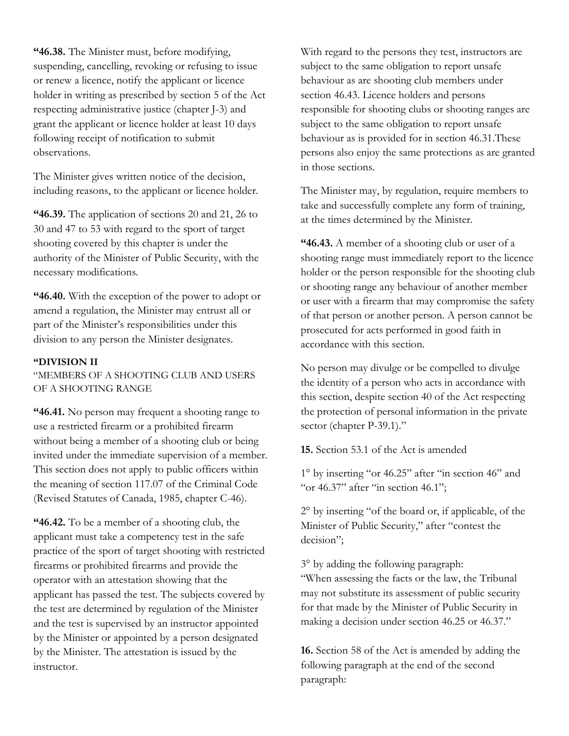**"46.38.** The Minister must, before modifying, suspending, cancelling, revoking or refusing to issue or renew a licence, notify the applicant or licence holder in writing as prescribed by section 5 of the Act respecting administrative justice (chapter J-3) and grant the applicant or licence holder at least 10 days following receipt of notification to submit observations.

The Minister gives written notice of the decision, including reasons, to the applicant or licence holder.

**"46.39.** The application of sections 20 and 21, 26 to 30 and 47 to 53 with regard to the sport of target shooting covered by this chapter is under the authority of the Minister of Public Security, with the necessary modifications.

**"46.40.** With the exception of the power to adopt or amend a regulation, the Minister may entrust all or part of the Minister's responsibilities under this division to any person the Minister designates.

**"DIVISION II**

"MEMBERS OF A SHOOTING CLUB AND USERS OF A SHOOTING RANGE

**"46.41.** No person may frequent a shooting range to use a restricted firearm or a prohibited firearm without being a member of a shooting club or being invited under the immediate supervision of a member. This section does not apply to public officers within the meaning of section 117.07 of the Criminal Code (Revised Statutes of Canada, 1985, chapter C-46).

**"46.42.** To be a member of a shooting club, the applicant must take a competency test in the safe practice of the sport of target shooting with restricted firearms or prohibited firearms and provide the operator with an attestation showing that the applicant has passed the test. The subjects covered by the test are determined by regulation of the Minister and the test is supervised by an instructor appointed by the Minister or appointed by a person designated by the Minister. The attestation is issued by the instructor.

With regard to the persons they test, instructors are subject to the same obligation to report unsafe behaviour as are shooting club members under section 46.43. Licence holders and persons responsible for shooting clubs or shooting ranges are subject to the same obligation to report unsafe behaviour as is provided for in section 46.31.These persons also enjoy the same protections as are granted in those sections.

The Minister may, by regulation, require members to take and successfully complete any form of training, at the times determined by the Minister.

**"46.43.** A member of a shooting club or user of a shooting range must immediately report to the licence holder or the person responsible for the shooting club or shooting range any behaviour of another member or user with a firearm that may compromise the safety of that person or another person. A person cannot be prosecuted for acts performed in good faith in accordance with this section.

No person may divulge or be compelled to divulge the identity of a person who acts in accordance with this section, despite section 40 of the Act respecting the protection of personal information in the private sector (chapter P-39.1)."

**15.** Section 53.1 of the Act is amended

1° by inserting "or 46.25" after "in section 46" and "or 46.37" after "in section 46.1";

2° by inserting "of the board or, if applicable, of the Minister of Public Security," after "contest the decision";

3° by adding the following paragraph:
"When assessing the facts or the law, the Tribunal may not substitute its assessment of public security for that made by the Minister of Public Security in making a decision under section 46.25 or 46.37."

**16.** Section 58 of the Act is amended by adding the following paragraph at the end of the second paragraph: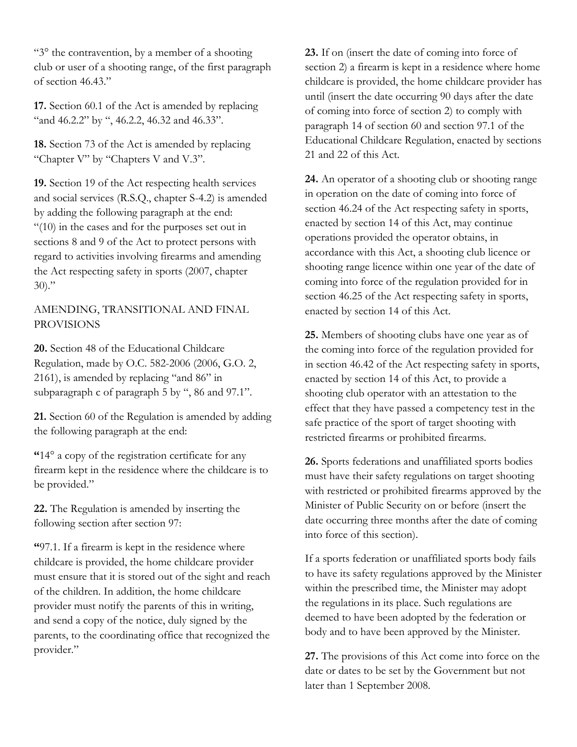"3° the contravention, by a member of a shooting club or user of a shooting range, of the first paragraph of section 46.43."

**17.** Section 60.1 of the Act is amended by replacing "and 46.2.2" by ", 46.2.2, 46.32 and 46.33".

**18.** Section 73 of the Act is amended by replacing "Chapter V" by "Chapters V and V.3".

**19.** Section 19 of the Act respecting health services and social services (R.S.Q., chapter S-4.2) is amended by adding the following paragraph at the end:
"(10) in the cases and for the purposes set out in sections 8 and 9 of the Act to protect persons with regard to activities involving firearms and amending the Act respecting safety in sports (2007, chapter 30)."

AMENDING, TRANSITIONAL AND FINAL PROVISIONS

**20.** Section 48 of the Educational Childcare Regulation, made by O.C. 582-2006 (2006, G.O. 2, 2161), is amended by replacing "and 86" in subparagraph c of paragraph 5 by ", 86 and 97.1".

**21.** Section 60 of the Regulation is amended by adding the following paragraph at the end:

**"**14° a copy of the registration certificate for any firearm kept in the residence where the childcare is to be provided."

**22.** The Regulation is amended by inserting the following section after section 97:

**"**97.1. If a firearm is kept in the residence where childcare is provided, the home childcare provider must ensure that it is stored out of the sight and reach of the children. In addition, the home childcare provider must notify the parents of this in writing, and send a copy of the notice, duly signed by the parents, to the coordinating office that recognized the provider."

**23.** If on (insert the date of coming into force of section 2) a firearm is kept in a residence where home childcare is provided, the home childcare provider has until (insert the date occurring 90 days after the date of coming into force of section 2) to comply with paragraph 14 of section 60 and section 97.1 of the Educational Childcare Regulation, enacted by sections 21 and 22 of this Act.

**24.** An operator of a shooting club or shooting range in operation on the date of coming into force of section 46.24 of the Act respecting safety in sports, enacted by section 14 of this Act, may continue operations provided the operator obtains, in accordance with this Act, a shooting club licence or shooting range licence within one year of the date of coming into force of the regulation provided for in section 46.25 of the Act respecting safety in sports, enacted by section 14 of this Act.

**25.** Members of shooting clubs have one year as of the coming into force of the regulation provided for in section 46.42 of the Act respecting safety in sports, enacted by section 14 of this Act, to provide a shooting club operator with an attestation to the effect that they have passed a competency test in the safe practice of the sport of target shooting with restricted firearms or prohibited firearms.

**26.** Sports federations and unaffiliated sports bodies must have their safety regulations on target shooting with restricted or prohibited firearms approved by the Minister of Public Security on or before (insert the date occurring three months after the date of coming into force of this section).

If a sports federation or unaffiliated sports body fails to have its safety regulations approved by the Minister within the prescribed time, the Minister may adopt the regulations in its place. Such regulations are deemed to have been adopted by the federation or body and to have been approved by the Minister.

**27.** The provisions of this Act come into force on the date or dates to be set by the Government but not later than 1 September 2008.